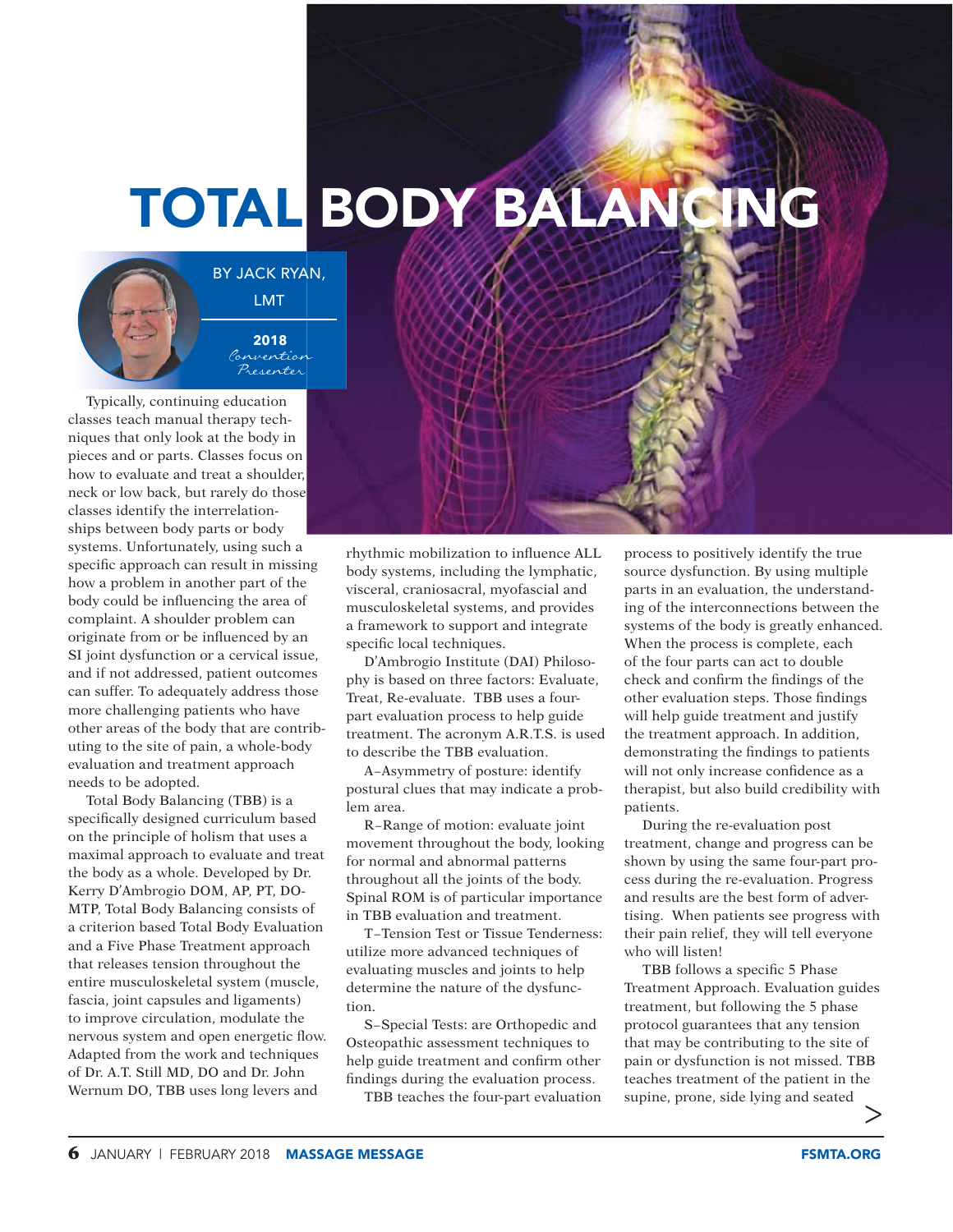# TOTAL BODY BALANCING

BY JACK RYAN, LMT

2018 *Convention Presenter*

Typically, continuing education classes teach manual therapy techniques that only look at the body in pieces and or parts. Classes focus on how to evaluate and treat a shoulder, neck or low back, but rarely do those classes identify the interrelationships between body parts or body systems. Unfortunately, using such a specific approach can result in missing how a problem in another part of the body could be influencing the area of complaint. A shoulder problem can originate from or be influenced by an SI joint dysfunction or a cervical issue, and if not addressed, patient outcomes can suffer. To adequately address those more challenging patients who have other areas of the body that are contributing to the site of pain, a whole-body evaluation and treatment approach needs to be adopted.

Total Body Balancing (TBB) is a specifically designed curriculum based on the principle of holism that uses a maximal approach to evaluate and treat the body as a whole. Developed by Dr. Kerry D'Ambrogio DOM, AP, PT, DO-MTP, Total Body Balancing consists of a criterion based Total Body Evaluation and a Five Phase Treatment approach that releases tension throughout the entire musculoskeletal system (muscle, fascia, joint capsules and ligaments) to improve circulation, modulate the nervous system and open energetic flow. Adapted from the work and techniques of Dr. A.T. Still MD, DO and Dr. John Wernum DO, TBB uses long levers and rhythmic mobilization to influence ALL body systems, including the lymphatic, visceral, craniosacral, myofascial and musculoskeletal systems, and provides a framework to support and integrate specific local techniques.

D'Ambrogio Institute (DAI) Philosophy is based on three factors: Evaluate, Treat, Re-evaluate. TBB uses a four-part evaluation process to help guide treatment. The acronym A.R.T.S. is used to describe the TBB evaluation.

A–Asymmetry of posture: identify postural clues that may indicate a problem area.

R–Range of motion: evaluate joint movement throughout the body, looking for normal and abnormal patterns throughout all the joints of the body. Spinal ROM is of particular importance in TBB evaluation and treatment.

T–Tension Test or Tissue Tenderness: utilize more advanced techniques of evaluating muscles and joints to help determine the nature of the dysfunction.

S–Special Tests: are Orthopedic and Osteopathic assessment techniques to help guide treatment and confirm other findings during the evaluation process.

TBB teaches the four-part evaluation process to positively identify the true source dysfunction. By using multiple parts in an evaluation, the understanding of the interconnections between the systems of the body is greatly enhanced. When the process is complete, each of the four parts can act to double check and confirm the findings of the other evaluation steps. Those findings will help guide treatment and justify the treatment approach. In addition, demonstrating the findings to patients will not only increase confidence as a therapist, but also build credibility with patients.

During the re-evaluation post treatment, change and progress can be shown by using the same four-part process during the re-evaluation. Progress and results are the best form of advertising. When patients see progress with their pain relief, they will tell everyone who will listen!

TBB follows a specific 5 Phase Treatment Approach. Evaluation guides treatment, but following the 5 phase protocol guarantees that any tension that may be contributing to the site of pain or dysfunction is not missed. TBB teaches treatment of the patient in the supine, prone, side lying and seated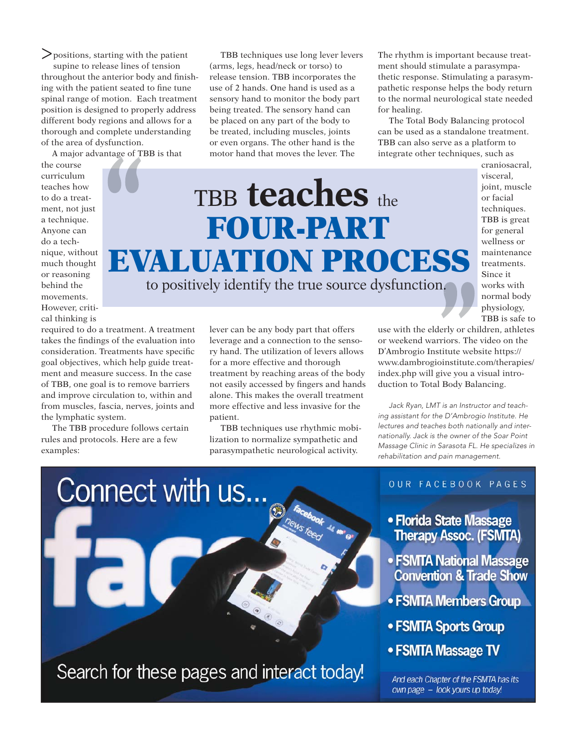>positions, starting with the patient supine to release lines of tension throughout the anterior body and finishing with the patient seated to fine tune spinal range of motion. Each treatment position is designed to properly address different body regions and allows for a thorough and complete understanding of the area of dysfunction.

A major advantage of TBB is that the course curriculum teaches how to do a treatment, not just a technique. Anyone can do a technique, without much thought or reasoning behind the movements. However, critical thinking is required to do a treatment. A treatment takes the findings of the evaluation into consideration. Treatments have specific goal objectives, which help guide treatment and measure success. In the case of TBB, one goal is to remove barriers and improve circulation to, within and from muscles, fascia, nerves, joints and the lymphatic system.

The TBB procedure follows certain rules and protocols. Here are a few examples:

TBB techniques use long lever levers (arms, legs, head/neck or torso) to release tension. TBB incorporates the use of 2 hands. One hand is used as a sensory hand to monitor the body part being treated. The sensory hand can be placed on any part of the body to be treated, including muscles, joints or even organs. The other hand is the motor hand that moves the lever. The lever can be any body part that offers leverage and a connection to the sensory hand. The utilization of levers allows for a more effective and thorough treatment by reaching areas of the body not easily accessed by fingers and hands alone. This makes the overall treatment more effective and less invasive for the patient.

TBB techniques use rhythmic mobilization to normalize sympathetic and parasympathetic neurological activity. The rhythm is important because treatment should stimulate a parasympathetic response. Stimulating a parasympathetic response helps the body return to the normal neurological state needed for healing.

> “TBB **teaches** the **FOUR-PART EVALUATION PROCESS** to positively identify the true source dysfunction.”

The Total Body Balancing protocol can be used as a standalone treatment. TBB can also serve as a platform to integrate other techniques, such as craniosacral, visceral, joint, muscle or facial techniques. TBB is great for general wellness or maintenance treatments. Since it works with normal body physiology, TBB is safe to use with the elderly or children, athletes or weekend warriors. The video on the D'Ambrogio Institute website https://www.dambrogioinstitute.com/therapies/index.php will give you a visual introduction to Total Body Balancing.

*Jack Ryan, LMT is an Instructor and teaching assistant for the D'Ambrogio Institute. He lectures and teaches both nationally and internationally. Jack is the owner of the Soar Point Massage Clinic in Sarasota FL. He specializes in rehabilitation and pain management.*

Connect with us...

OUR FACEBOOK PAGES

- Florida State Massage Therapy Assoc. (FSMTA)
- FSMTA National Massage Convention & Trade Show
- FSMTA Members Group
- FSMTA Sports Group
- FSMTA Massage TV

*And each Chapter of the FSMTA has its own page – look yours up today!*

Search for these pages and interact today!